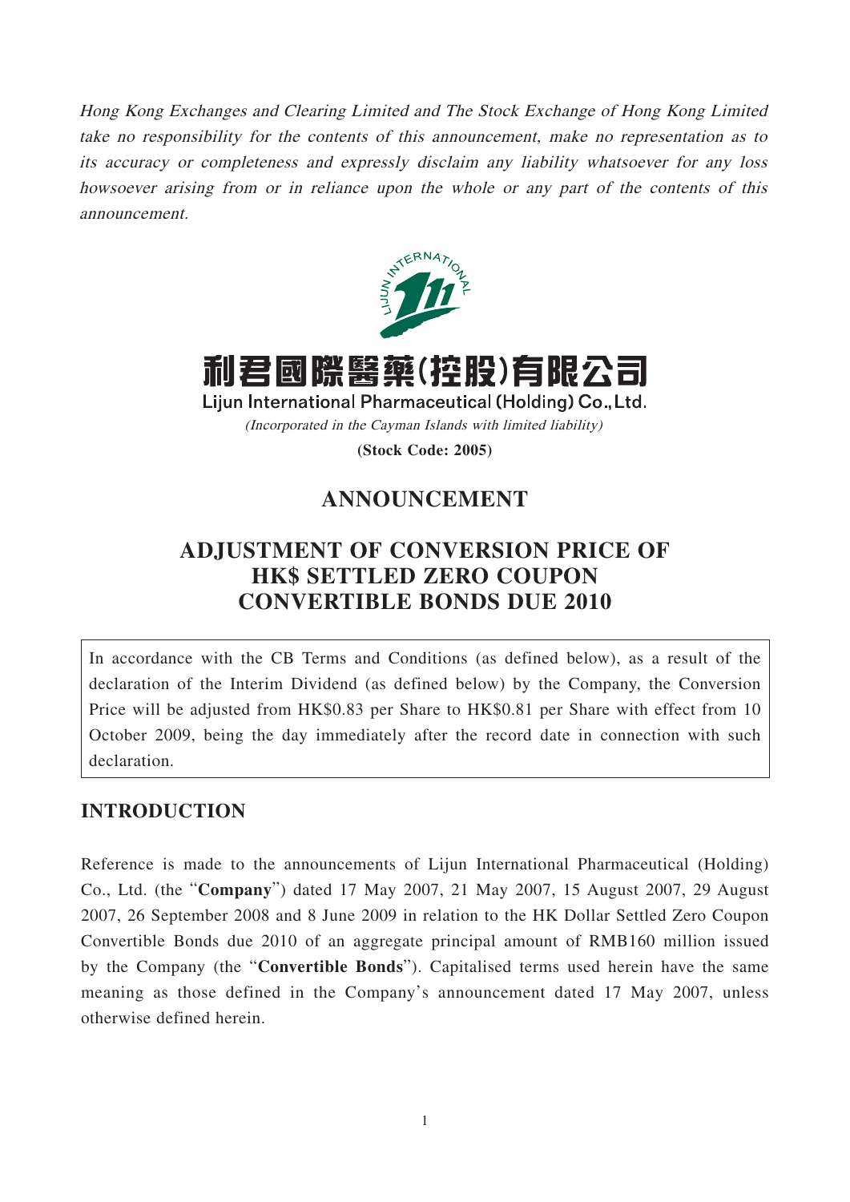*Hong Kong Exchanges and Clearing Limited and The Stock Exchange of Hong Kong Limited take no responsibility for the contents of this announcement, make no representation as to its accuracy or completeness and expressly disclaim any liability whatsoever for any loss howsoever arising from or in reliance upon the whole or any part of the contents of this announcement.*

# 利君國際醫藥(控股)有限公司

**Lijun International Pharmaceutical (Holding) Co., Ltd.**

*(Incorporated in the Cayman Islands with limited liability)*

**(Stock Code: 2005)**

# ANNOUNCEMENT

# ADJUSTMENT OF CONVERSION PRICE OF HK$ SETTLED ZERO COUPON CONVERTIBLE BONDS DUE 2010

In accordance with the CB Terms and Conditions (as defined below), as a result of the declaration of the Interim Dividend (as defined below) by the Company, the Conversion Price will be adjusted from HK$0.83 per Share to HK$0.81 per Share with effect from 10 October 2009, being the day immediately after the record date in connection with such declaration.

## INTRODUCTION

Reference is made to the announcements of Lijun International Pharmaceutical (Holding) Co., Ltd. (the "**Company**") dated 17 May 2007, 21 May 2007, 15 August 2007, 29 August 2007, 26 September 2008 and 8 June 2009 in relation to the HK Dollar Settled Zero Coupon Convertible Bonds due 2010 of an aggregate principal amount of RMB160 million issued by the Company (the "**Convertible Bonds**"). Capitalised terms used herein have the same meaning as those defined in the Company's announcement dated 17 May 2007, unless otherwise defined herein.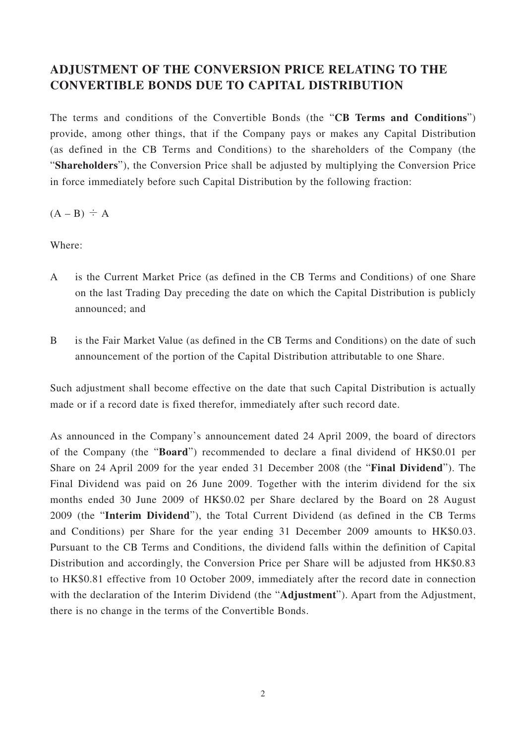## ADJUSTMENT OF THE CONVERSION PRICE RELATING TO THE CONVERTIBLE BONDS DUE TO CAPITAL DISTRIBUTION

The terms and conditions of the Convertible Bonds (the "**CB Terms and Conditions**") provide, among other things, that if the Company pays or makes any Capital Distribution (as defined in the CB Terms and Conditions) to the shareholders of the Company (the "**Shareholders**"), the Conversion Price shall be adjusted by multiplying the Conversion Price in force immediately before such Capital Distribution by the following fraction:

$(A - B) \div A$

Where:

A is the Current Market Price (as defined in the CB Terms and Conditions) of one Share on the last Trading Day preceding the date on which the Capital Distribution is publicly announced; and

B is the Fair Market Value (as defined in the CB Terms and Conditions) on the date of such announcement of the portion of the Capital Distribution attributable to one Share.

Such adjustment shall become effective on the date that such Capital Distribution is actually made or if a record date is fixed therefor, immediately after such record date.

As announced in the Company's announcement dated 24 April 2009, the board of directors of the Company (the "**Board**") recommended to declare a final dividend of HK$0.01 per Share on 24 April 2009 for the year ended 31 December 2008 (the "**Final Dividend**"). The Final Dividend was paid on 26 June 2009. Together with the interim dividend for the six months ended 30 June 2009 of HK$0.02 per Share declared by the Board on 28 August 2009 (the "**Interim Dividend**"), the Total Current Dividend (as defined in the CB Terms and Conditions) per Share for the year ending 31 December 2009 amounts to HK$0.03. Pursuant to the CB Terms and Conditions, the dividend falls within the definition of Capital Distribution and accordingly, the Conversion Price per Share will be adjusted from HK$0.83 to HK$0.81 effective from 10 October 2009, immediately after the record date in connection with the declaration of the Interim Dividend (the "**Adjustment**"). Apart from the Adjustment, there is no change in the terms of the Convertible Bonds.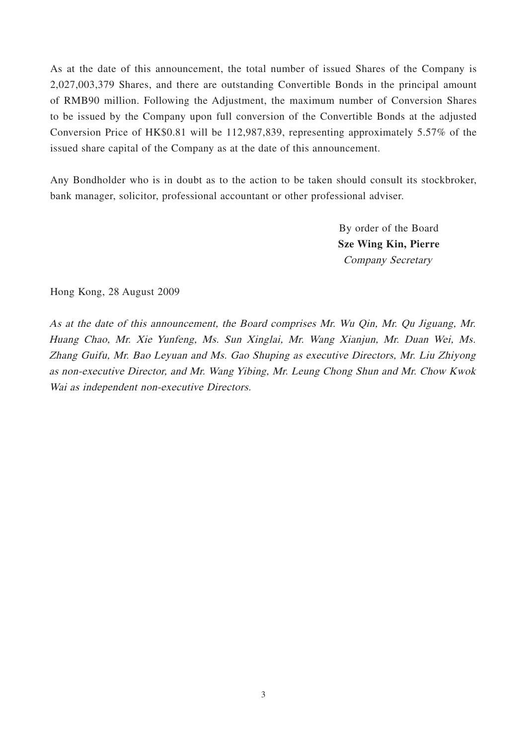As at the date of this announcement, the total number of issued Shares of the Company is 2,027,003,379 Shares, and there are outstanding Convertible Bonds in the principal amount of RMB90 million. Following the Adjustment, the maximum number of Conversion Shares to be issued by the Company upon full conversion of the Convertible Bonds at the adjusted Conversion Price of HK$0.81 will be 112,987,839, representing approximately 5.57% of the issued share capital of the Company as at the date of this announcement.

Any Bondholder who is in doubt as to the action to be taken should consult its stockbroker, bank manager, solicitor, professional accountant or other professional adviser.

By order of the Board
**Sze Wing Kin, Pierre**
*Company Secretary*

Hong Kong, 28 August 2009

*As at the date of this announcement, the Board comprises Mr. Wu Qin, Mr. Qu Jiguang, Mr. Huang Chao, Mr. Xie Yunfeng, Ms. Sun Xinglai, Mr. Wang Xianjun, Mr. Duan Wei, Ms. Zhang Guifu, Mr. Bao Leyuan and Ms. Gao Shuping as executive Directors, Mr. Liu Zhiyong as non-executive Director, and Mr. Wang Yibing, Mr. Leung Chong Shun and Mr. Chow Kwok Wai as independent non-executive Directors.*